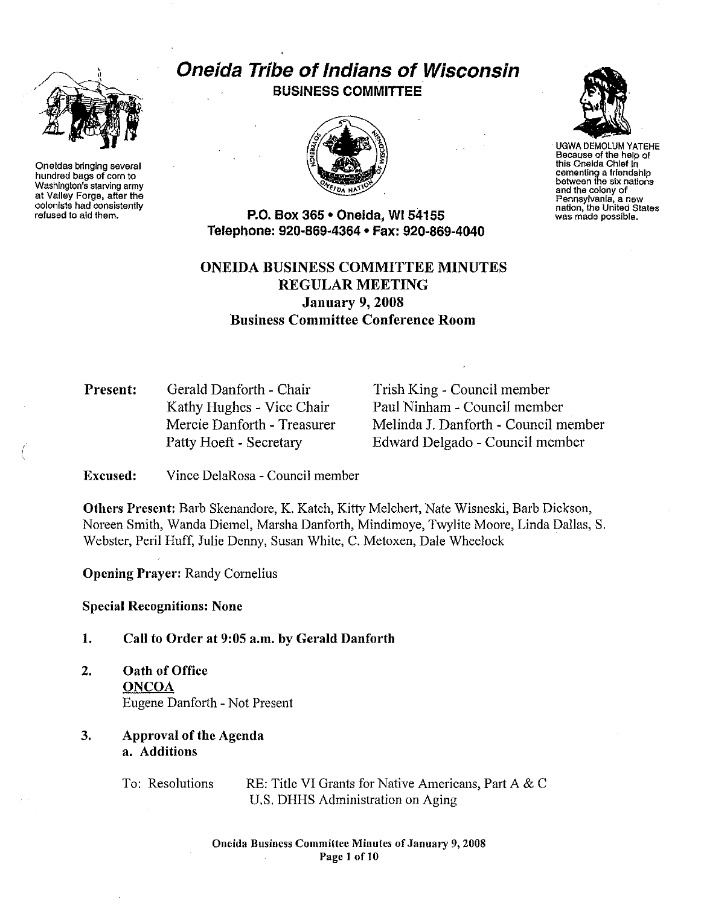# Oneida Tribe of Indians of Wisconsin

**BUSINESS COMMITTEE**

Oneidas bringing several hundred bags of corn to Washington's starving army at Valley Forge, after the colonists had consistently refused to aid them.

UGWA DEMOLUM YATEHE
Because of the help of this Oneida Chief in cementing a friendship between the six nations and the colony of Pennsylvania, a new nation, the United States was made possible.

**P.O. Box 365 • Oneida, WI 54155**
**Telephone: 920-869-4364 • Fax: 920-869-4040**

## ONEIDA BUSINESS COMMITTEE MINUTES
## REGULAR MEETING
## January 9, 2008
## Business Committee Conference Room

**Present:**

Gerald Danforth - Chair
Kathy Hughes - Vice Chair
Mercie Danforth - Treasurer
Patty Hoeft - Secretary
Trish King - Council member
Paul Ninham - Council member
Melinda J. Danforth - Council member
Edward Delgado - Council member

**Excused:** Vince DelaRosa - Council member

**Others Present:** Barb Skenandore, K. Katch, Kitty Melchert, Nate Wisneski, Barb Dickson, Noreen Smith, Wanda Diemel, Marsha Danforth, Mindimoye, Twylite Moore, Linda Dallas, S. Webster, Peril Huff, Julie Denny, Susan White, C. Metoxen, Dale Wheelock

**Opening Prayer:** Randy Cornelius

**Special Recognitions: None**

1. **Call to Order at 9:05 a.m. by Gerald Danforth**

2. **Oath of Office**
   **ONCOA**
   Eugene Danforth - Not Present

3. **Approval of the Agenda**
   **a. Additions**

   To: Resolutions RE: Title VI Grants for Native Americans, Part A & C
   U.S. DHHS Administration on Aging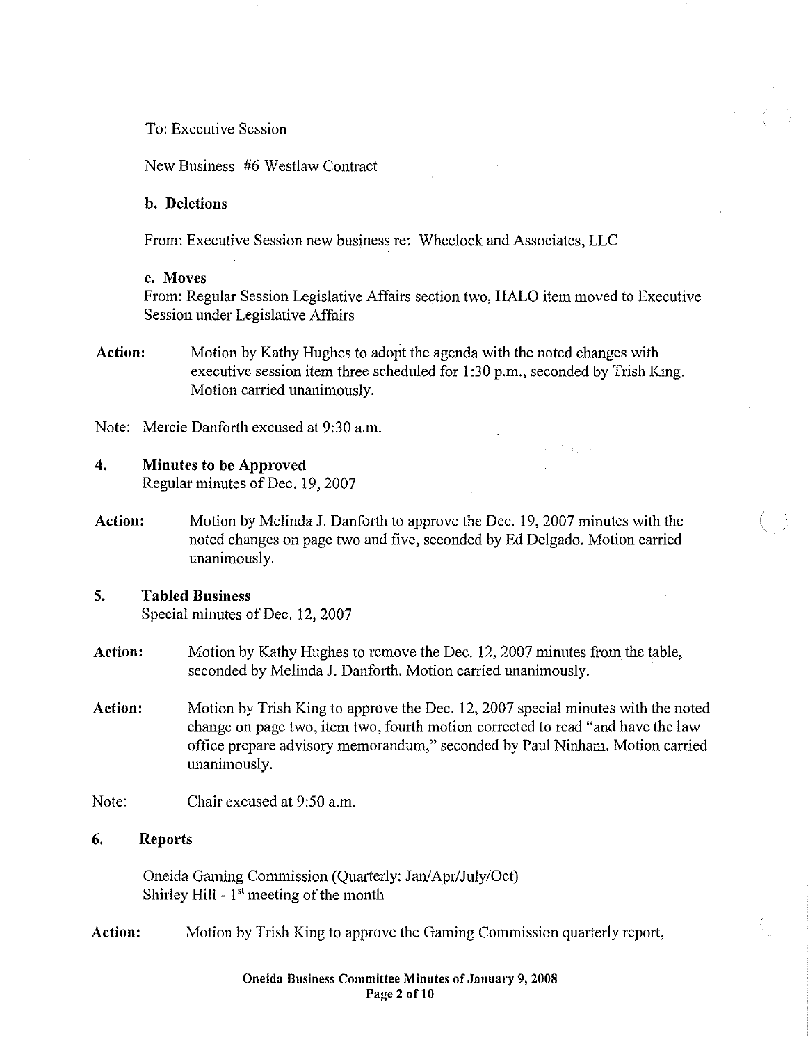To: Executive Session

New Business #6 Westlaw Contract

**b. Deletions**

From: Executive Session new business re: Wheelock and Associates, LLC

**c. Moves**

From: Regular Session Legislative Affairs section two, HALO item moved to Executive Session under Legislative Affairs

**Action:** Motion by Kathy Hughes to adopt the agenda with the noted changes with executive session item three scheduled for 1:30 p.m., seconded by Trish King. Motion carried unanimously.

Note: Mercie Danforth excused at 9:30 a.m.

**4. Minutes to be Approved**

Regular minutes of Dec. 19, 2007

**Action:** Motion by Melinda J. Danforth to approve the Dec. 19, 2007 minutes with the noted changes on page two and five, seconded by Ed Delgado. Motion carried unanimously.

**5. Tabled Business**

Special minutes of Dec. 12, 2007

**Action:** Motion by Kathy Hughes to remove the Dec. 12, 2007 minutes from the table, seconded by Melinda J. Danforth. Motion carried unanimously.

**Action:** Motion by Trish King to approve the Dec. 12, 2007 special minutes with the noted change on page two, item two, fourth motion corrected to read "and have the law office prepare advisory memorandum," seconded by Paul Ninham. Motion carried unanimously.

Note: Chair excused at 9:50 a.m.

**6. Reports**

Oneida Gaming Commission (Quarterly: Jan/Apr/July/Oct)
Shirley Hill - 1st meeting of the month

**Action:** Motion by Trish King to approve the Gaming Commission quarterly report,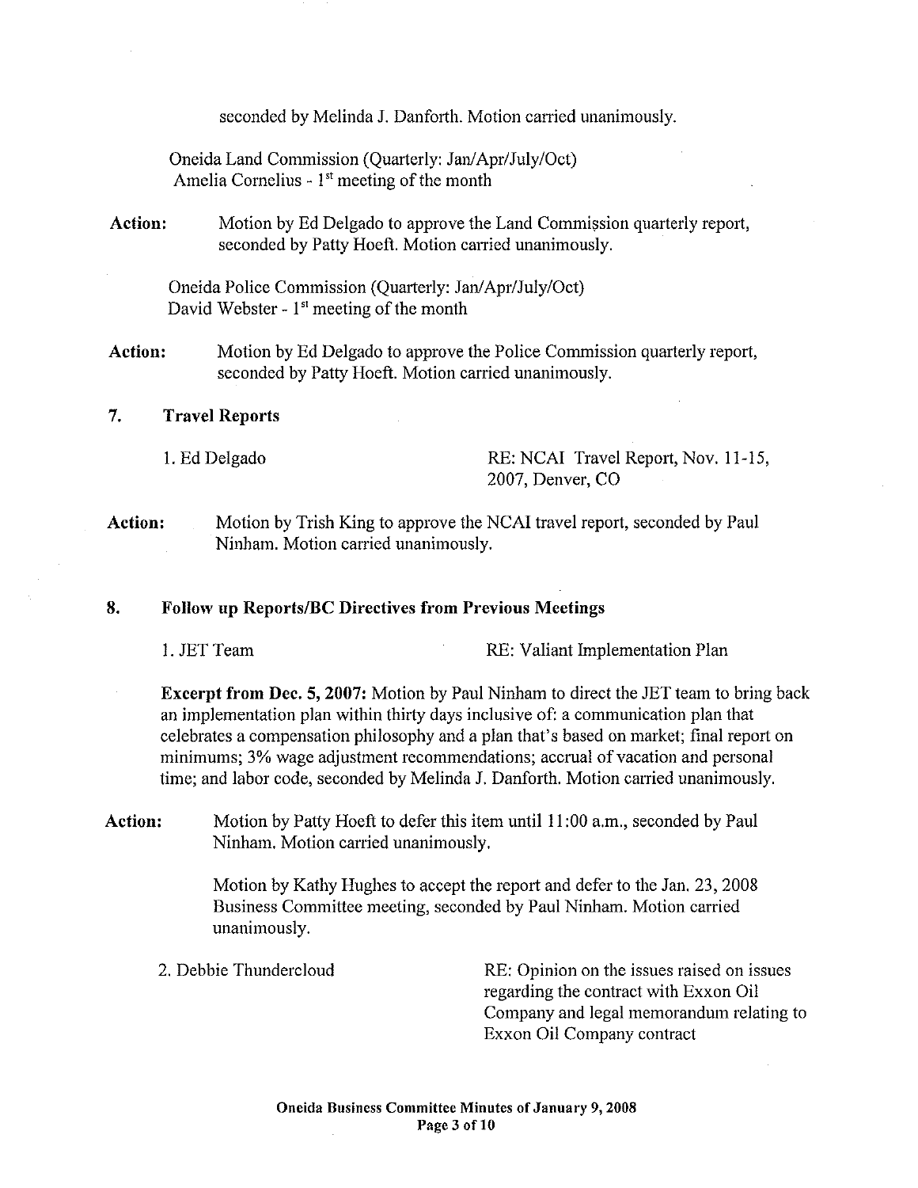seconded by Melinda J. Danforth. Motion carried unanimously.

Oneida Land Commission (Quarterly: Jan/Apr/July/Oct)
Amelia Cornelius - 1st meeting of the month

**Action:** Motion by Ed Delgado to approve the Land Commission quarterly report, seconded by Patty Hoeft. Motion carried unanimously.

Oneida Police Commission (Quarterly: Jan/Apr/July/Oct)
David Webster - 1st meeting of the month

**Action:** Motion by Ed Delgado to approve the Police Commission quarterly report, seconded by Patty Hoeft. Motion carried unanimously.

## 7. Travel Reports

1. Ed Delgado — RE: NCAI Travel Report, Nov. 11-15, 2007, Denver, CO

**Action:** Motion by Trish King to approve the NCAI travel report, seconded by Paul Ninham. Motion carried unanimously.

## 8. Follow up Reports/BC Directives from Previous Meetings

1. JET Team — RE: Valiant Implementation Plan

**Excerpt from Dec. 5, 2007:** Motion by Paul Ninham to direct the JET team to bring back an implementation plan within thirty days inclusive of: a communication plan that celebrates a compensation philosophy and a plan that's based on market; final report on minimums; 3% wage adjustment recommendations; accrual of vacation and personal time; and labor code, seconded by Melinda J. Danforth. Motion carried unanimously.

**Action:** Motion by Patty Hoeft to defer this item until 11:00 a.m., seconded by Paul Ninham. Motion carried unanimously.

Motion by Kathy Hughes to accept the report and defer to the Jan. 23, 2008 Business Committee meeting, seconded by Paul Ninham. Motion carried unanimously.

2. Debbie Thundercloud — RE: Opinion on the issues raised on issues regarding the contract with Exxon Oil Company and legal memorandum relating to Exxon Oil Company contract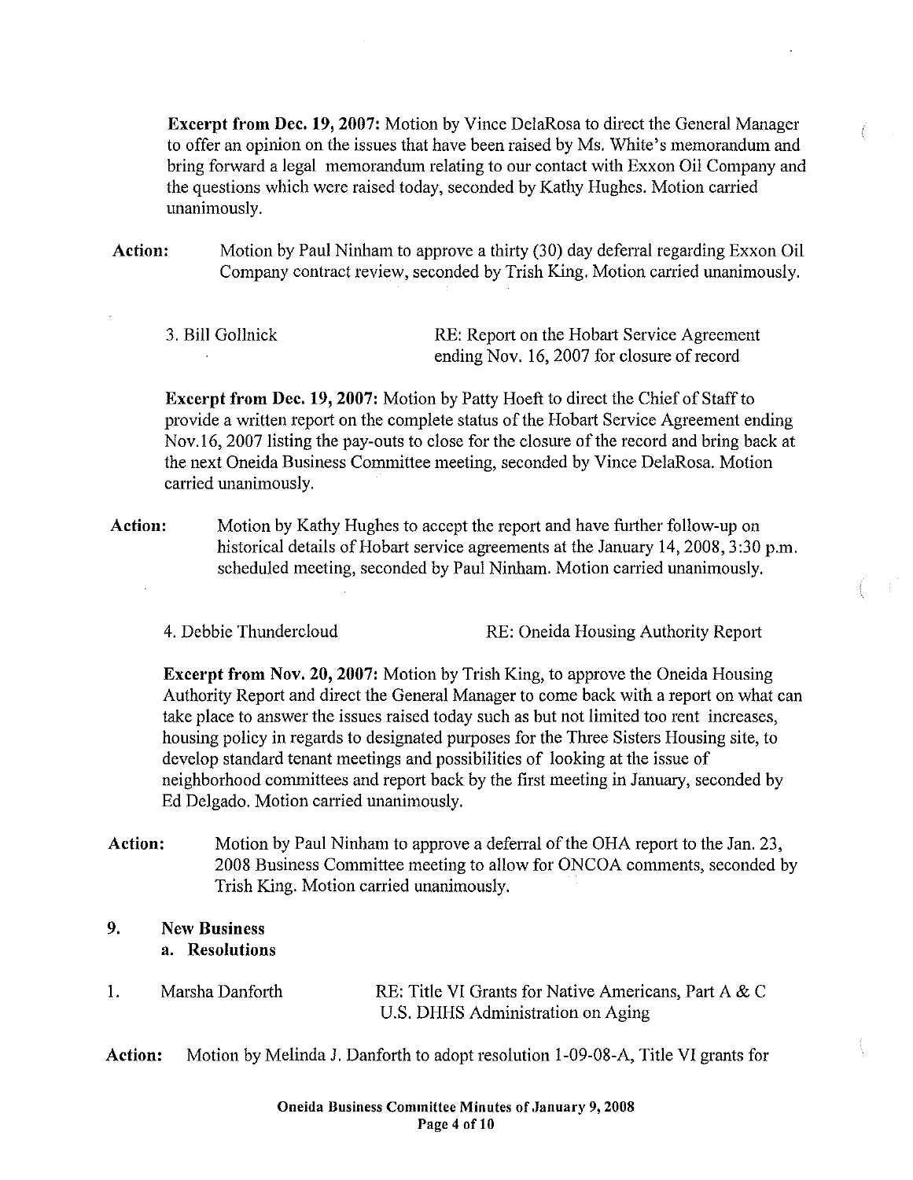**Excerpt from Dec. 19, 2007:** Motion by Vince DelaRosa to direct the General Manager to offer an opinion on the issues that have been raised by Ms. White's memorandum and bring forward a legal memorandum relating to our contact with Exxon Oil Company and the questions which were raised today, seconded by Kathy Hughes. Motion carried unanimously.

**Action:** Motion by Paul Ninham to approve a thirty (30) day deferral regarding Exxon Oil Company contract review, seconded by Trish King. Motion carried unanimously.

3. Bill Gollnick — RE: Report on the Hobart Service Agreement ending Nov. 16, 2007 for closure of record

**Excerpt from Dec. 19, 2007:** Motion by Patty Hoeft to direct the Chief of Staff to provide a written report on the complete status of the Hobart Service Agreement ending Nov.16, 2007 listing the pay-outs to close for the closure of the record and bring back at the next Oneida Business Committee meeting, seconded by Vince DelaRosa. Motion carried unanimously.

**Action:** Motion by Kathy Hughes to accept the report and have further follow-up on historical details of Hobart service agreements at the January 14, 2008, 3:30 p.m. scheduled meeting, seconded by Paul Ninham. Motion carried unanimously.

4. Debbie Thundercloud — RE: Oneida Housing Authority Report

**Excerpt from Nov. 20, 2007:** Motion by Trish King, to approve the Oneida Housing Authority Report and direct the General Manager to come back with a report on what can take place to answer the issues raised today such as but not limited too rent increases, housing policy in regards to designated purposes for the Three Sisters Housing site, to develop standard tenant meetings and possibilities of looking at the issue of neighborhood committees and report back by the first meeting in January, seconded by Ed Delgado. Motion carried unanimously.

**Action:** Motion by Paul Ninham to approve a deferral of the OHA report to the Jan. 23, 2008 Business Committee meeting to allow for ONCOA comments, seconded by Trish King. Motion carried unanimously.

## 9. New Business

### a. Resolutions

1. Marsha Danforth — RE: Title VI Grants for Native Americans, Part A & C U.S. DHHS Administration on Aging

**Action:** Motion by Melinda J. Danforth to adopt resolution 1-09-08-A, Title VI grants for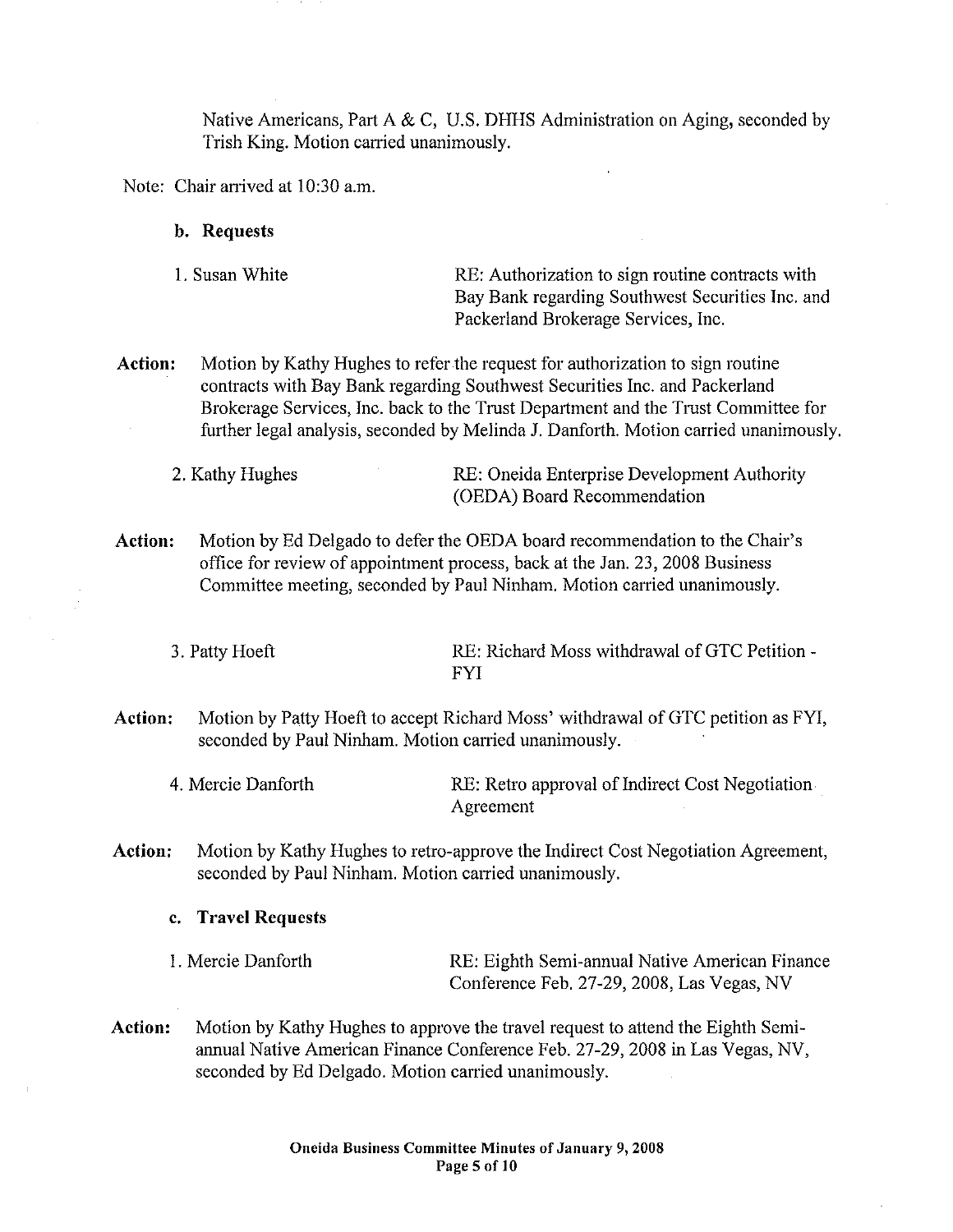Native Americans, Part A & C, U.S. DHHS Administration on Aging, seconded by Trish King. Motion carried unanimously.

Note: Chair arrived at 10:30 a.m.

**b. Requests**

1. Susan White — RE: Authorization to sign routine contracts with Bay Bank regarding Southwest Securities Inc. and Packerland Brokerage Services, Inc.

**Action:** Motion by Kathy Hughes to refer the request for authorization to sign routine contracts with Bay Bank regarding Southwest Securities Inc. and Packerland Brokerage Services, Inc. back to the Trust Department and the Trust Committee for further legal analysis, seconded by Melinda J. Danforth. Motion carried unanimously.

2. Kathy Hughes — RE: Oneida Enterprise Development Authority (OEDA) Board Recommendation

**Action:** Motion by Ed Delgado to defer the OEDA board recommendation to the Chair's office for review of appointment process, back at the Jan. 23, 2008 Business Committee meeting, seconded by Paul Ninham. Motion carried unanimously.

3. Patty Hoeft — RE: Richard Moss withdrawal of GTC Petition - FYI

**Action:** Motion by Patty Hoeft to accept Richard Moss' withdrawal of GTC petition as FYI, seconded by Paul Ninham. Motion carried unanimously.

4. Mercie Danforth — RE: Retro approval of Indirect Cost Negotiation Agreement

**Action:** Motion by Kathy Hughes to retro-approve the Indirect Cost Negotiation Agreement, seconded by Paul Ninham. Motion carried unanimously.

**c. Travel Requests**

1. Mercie Danforth — RE: Eighth Semi-annual Native American Finance Conference Feb. 27-29, 2008, Las Vegas, NV

**Action:** Motion by Kathy Hughes to approve the travel request to attend the Eighth Semi-annual Native American Finance Conference Feb. 27-29, 2008 in Las Vegas, NV, seconded by Ed Delgado. Motion carried unanimously.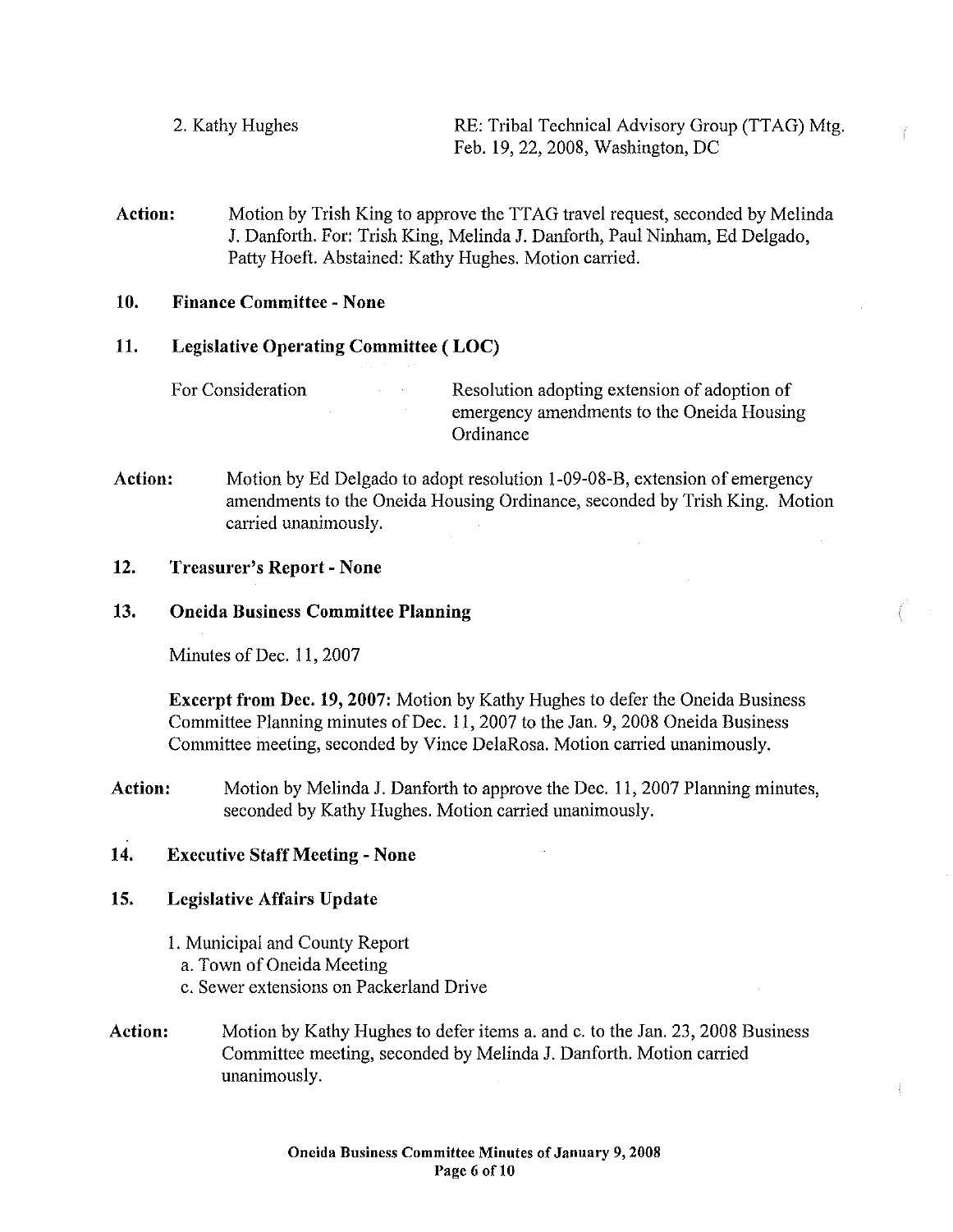2. Kathy Hughes RE: Tribal Technical Advisory Group (TTAG) Mtg. Feb. 19, 22, 2008, Washington, DC

**Action:** Motion by Trish King to approve the TTAG travel request, seconded by Melinda J. Danforth. For: Trish King, Melinda J. Danforth, Paul Ninham, Ed Delgado, Patty Hoeft. Abstained: Kathy Hughes. Motion carried.

## 10. Finance Committee - None

## 11. Legislative Operating Committee ( LOC)

For Consideration — Resolution adopting extension of adoption of emergency amendments to the Oneida Housing Ordinance

**Action:** Motion by Ed Delgado to adopt resolution 1-09-08-B, extension of emergency amendments to the Oneida Housing Ordinance, seconded by Trish King. Motion carried unanimously.

## 12. Treasurer's Report - None

## 13. Oneida Business Committee Planning

Minutes of Dec. 11, 2007

**Excerpt from Dec. 19, 2007:** Motion by Kathy Hughes to defer the Oneida Business Committee Planning minutes of Dec. 11, 2007 to the Jan. 9, 2008 Oneida Business Committee meeting, seconded by Vince DelaRosa. Motion carried unanimously.

**Action:** Motion by Melinda J. Danforth to approve the Dec. 11, 2007 Planning minutes, seconded by Kathy Hughes. Motion carried unanimously.

## 14. Executive Staff Meeting - None

## 15. Legislative Affairs Update

1. Municipal and County Report
   a. Town of Oneida Meeting
   c. Sewer extensions on Packerland Drive

**Action:** Motion by Kathy Hughes to defer items a. and c. to the Jan. 23, 2008 Business Committee meeting, seconded by Melinda J. Danforth. Motion carried unanimously.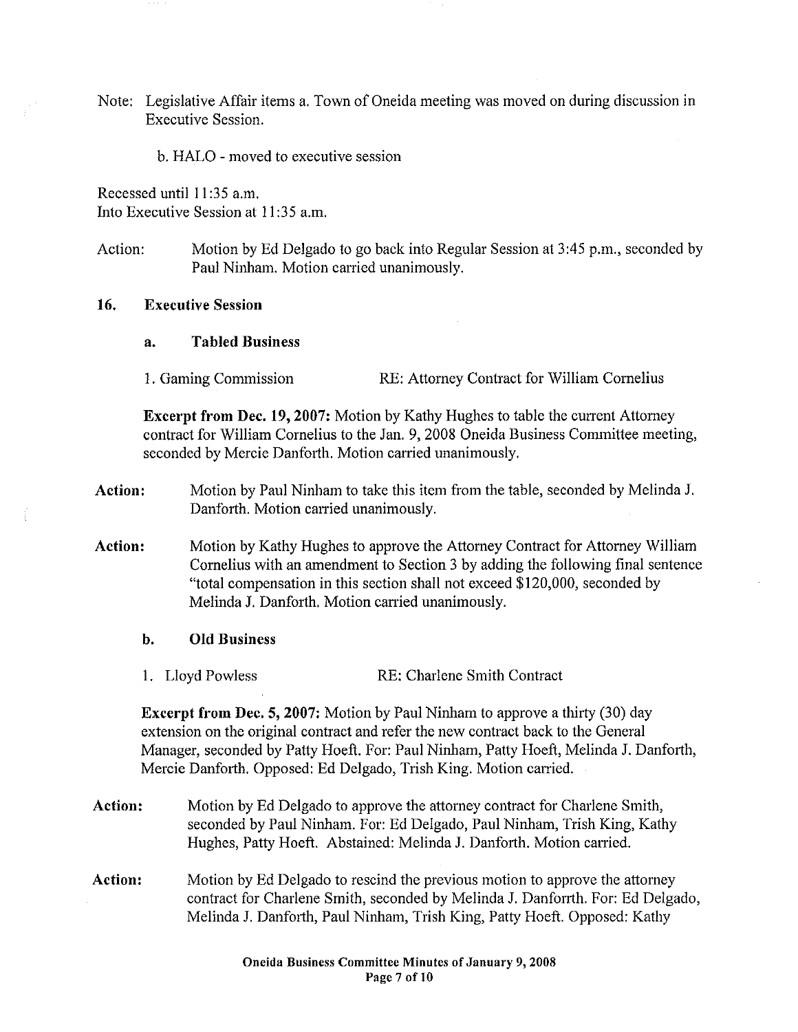Note: Legislative Affair items a. Town of Oneida meeting was moved on during discussion in Executive Session.

b. HALO - moved to executive session

Recessed until 11:35 a.m.
Into Executive Session at 11:35 a.m.

Action: Motion by Ed Delgado to go back into Regular Session at 3:45 p.m., seconded by Paul Ninham. Motion carried unanimously.

## 16. Executive Session

### a. Tabled Business

1. Gaming Commission RE: Attorney Contract for William Cornelius

**Excerpt from Dec. 19, 2007:** Motion by Kathy Hughes to table the current Attorney contract for William Cornelius to the Jan. 9, 2008 Oneida Business Committee meeting, seconded by Mercie Danforth. Motion carried unanimously.

**Action:** Motion by Paul Ninham to take this item from the table, seconded by Melinda J. Danforth. Motion carried unanimously.

**Action:** Motion by Kathy Hughes to approve the Attorney Contract for Attorney William Cornelius with an amendment to Section 3 by adding the following final sentence "total compensation in this section shall not exceed $120,000, seconded by Melinda J. Danforth. Motion carried unanimously.

### b. Old Business

1. Lloyd Powless RE: Charlene Smith Contract

**Excerpt from Dec. 5, 2007:** Motion by Paul Ninham to approve a thirty (30) day extension on the original contract and refer the new contract back to the General Manager, seconded by Patty Hoeft. For: Paul Ninham, Patty Hoeft, Melinda J. Danforth, Mercie Danforth. Opposed: Ed Delgado, Trish King. Motion carried.

**Action:** Motion by Ed Delgado to approve the attorney contract for Charlene Smith, seconded by Paul Ninham. For: Ed Delgado, Paul Ninham, Trish King, Kathy Hughes, Patty Hoeft. Abstained: Melinda J. Danforth. Motion carried.

**Action:** Motion by Ed Delgado to rescind the previous motion to approve the attorney contract for Charlene Smith, seconded by Melinda J. Danforrth. For: Ed Delgado, Melinda J. Danforth, Paul Ninham, Trish King, Patty Hoeft. Opposed: Kathy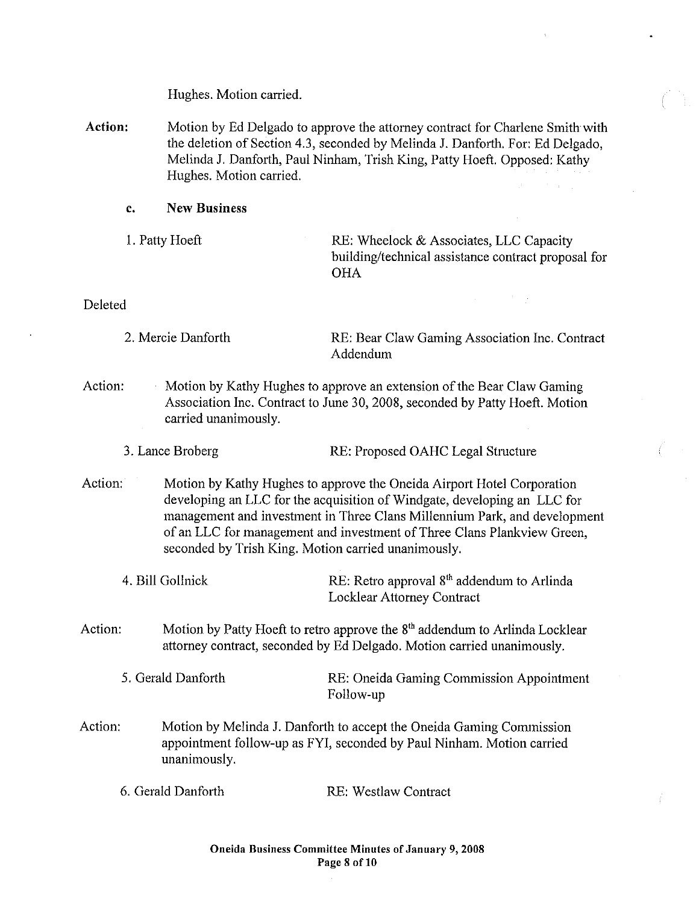Hughes. Motion carried.

**Action:** Motion by Ed Delgado to approve the attorney contract for Charlene Smith with the deletion of Section 4.3, seconded by Melinda J. Danforth. For: Ed Delgado, Melinda J. Danforth, Paul Ninham, Trish King, Patty Hoeft. Opposed: Kathy Hughes. Motion carried.

**c. New Business**

1. Patty Hoeft — RE: Wheelock & Associates, LLC Capacity building/technical assistance contract proposal for OHA

Deleted

2. Mercie Danforth — RE: Bear Claw Gaming Association Inc. Contract Addendum

Action: Motion by Kathy Hughes to approve an extension of the Bear Claw Gaming Association Inc. Contract to June 30, 2008, seconded by Patty Hoeft. Motion carried unanimously.

3. Lance Broberg — RE: Proposed OAHC Legal Structure

Action: Motion by Kathy Hughes to approve the Oneida Airport Hotel Corporation developing an LLC for the acquisition of Windgate, developing an LLC for management and investment in Three Clans Millennium Park, and development of an LLC for management and investment of Three Clans Plankview Green, seconded by Trish King. Motion carried unanimously.

4. Bill Gollnick — RE: Retro approval 8th addendum to Arlinda Locklear Attorney Contract

Action: Motion by Patty Hoeft to retro approve the 8th addendum to Arlinda Locklear attorney contract, seconded by Ed Delgado. Motion carried unanimously.

5. Gerald Danforth — RE: Oneida Gaming Commission Appointment Follow-up

Action: Motion by Melinda J. Danforth to accept the Oneida Gaming Commission appointment follow-up as FYI, seconded by Paul Ninham. Motion carried unanimously.

6. Gerald Danforth — RE: Westlaw Contract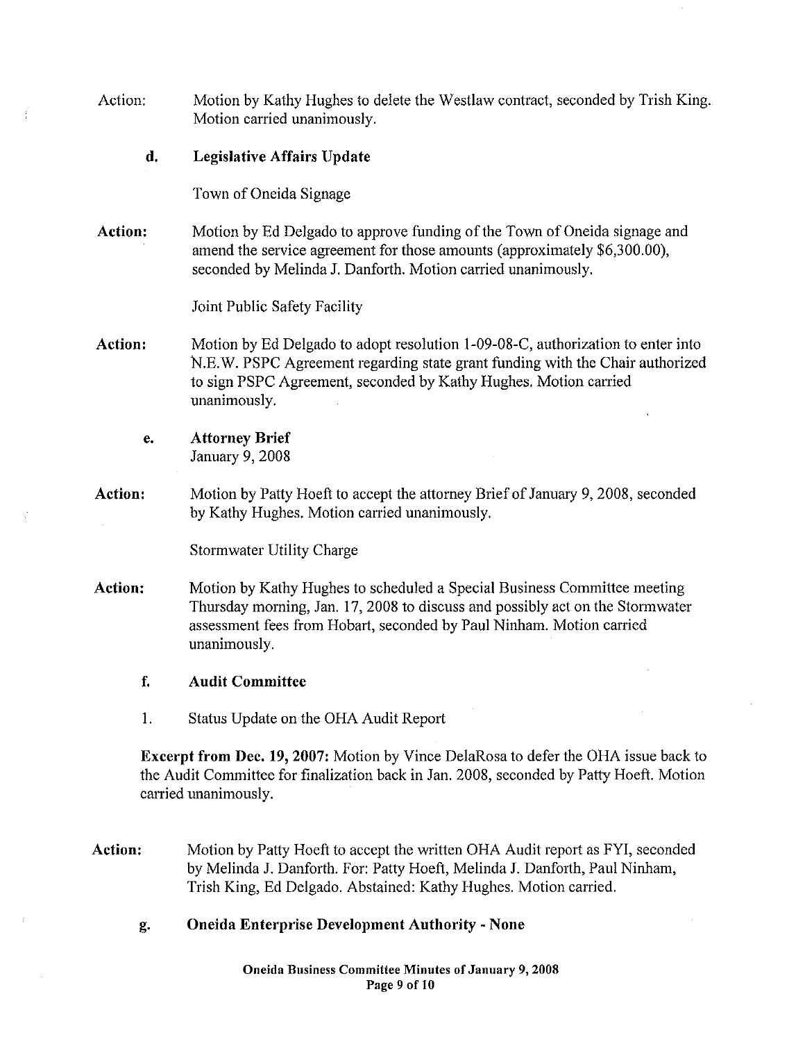**Action:** Motion by Kathy Hughes to delete the Westlaw contract, seconded by Trish King. Motion carried unanimously.

### d. Legislative Affairs Update

Town of Oneida Signage

**Action:** Motion by Ed Delgado to approve funding of the Town of Oneida signage and amend the service agreement for those amounts (approximately $6,300.00), seconded by Melinda J. Danforth. Motion carried unanimously.

Joint Public Safety Facility

**Action:** Motion by Ed Delgado to adopt resolution 1-09-08-C, authorization to enter into N.E.W. PSPC Agreement regarding state grant funding with the Chair authorized to sign PSPC Agreement, seconded by Kathy Hughes. Motion carried unanimously.

### e. Attorney Brief

January 9, 2008

**Action:** Motion by Patty Hoeft to accept the attorney Brief of January 9, 2008, seconded by Kathy Hughes. Motion carried unanimously.

Stormwater Utility Charge

**Action:** Motion by Kathy Hughes to scheduled a Special Business Committee meeting Thursday morning, Jan. 17, 2008 to discuss and possibly act on the Stormwater assessment fees from Hobart, seconded by Paul Ninham. Motion carried unanimously.

### f. Audit Committee

1. Status Update on the OHA Audit Report

**Excerpt from Dec. 19, 2007:** Motion by Vince DelaRosa to defer the OHA issue back to the Audit Committee for finalization back in Jan. 2008, seconded by Patty Hoeft. Motion carried unanimously.

**Action:** Motion by Patty Hoeft to accept the written OHA Audit report as FYI, seconded by Melinda J. Danforth. For: Patty Hoeft, Melinda J. Danforth, Paul Ninham, Trish King, Ed Delgado. Abstained: Kathy Hughes. Motion carried.

### g. Oneida Enterprise Development Authority - None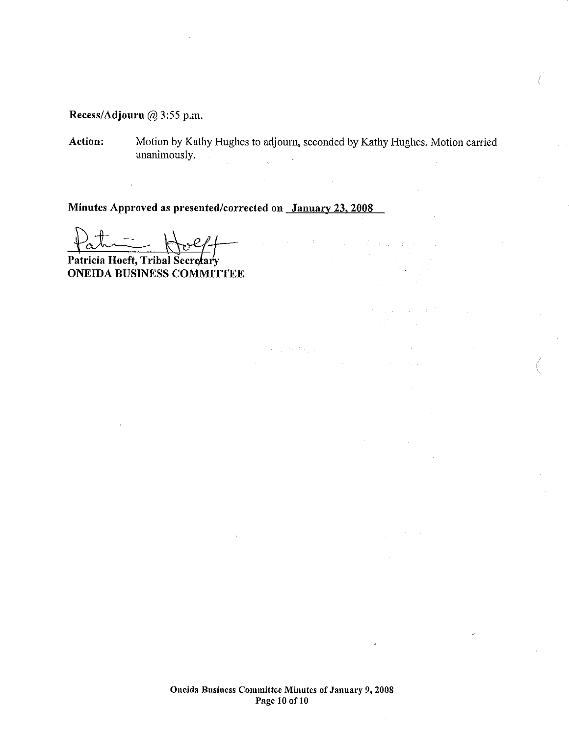**Recess/Adjourn** @ 3:55 p.m.

**Action:** Motion by Kathy Hughes to adjourn, seconded by Kathy Hughes. Motion carried unanimously.

**Minutes Approved as presented/corrected on** **January 23, 2008**

**Patricia Hoeft, Tribal Secretary**
**ONEIDA BUSINESS COMMITTEE**